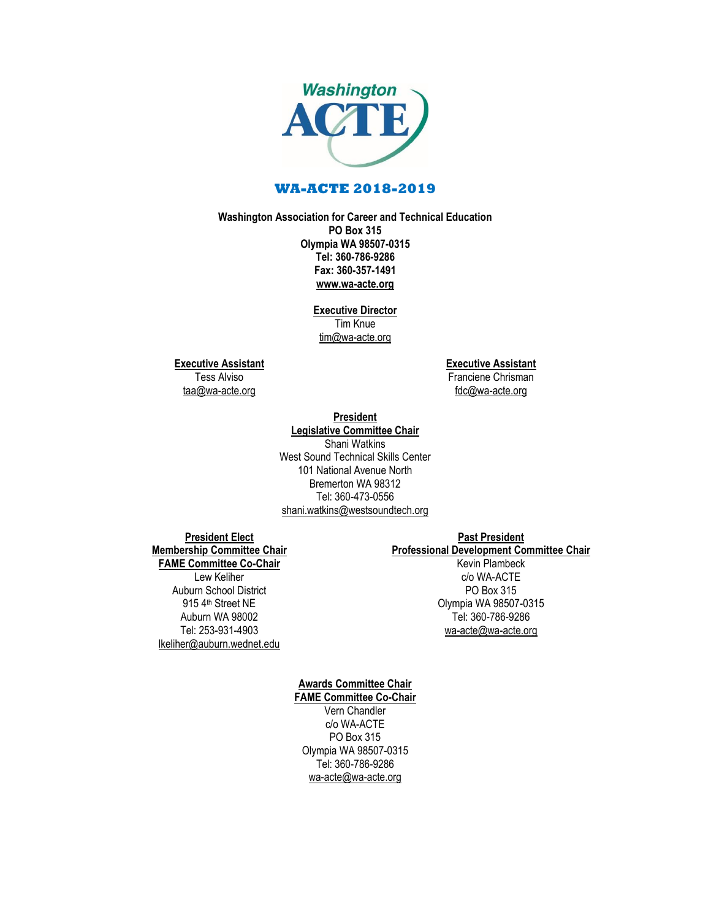Washington ACTE

# WA-ACTE 2018-2019

**Washington Association for Career and Technical Education**
**PO Box 315**
**Olympia WA 98507-0315**
**Tel: 360-786-9286**
**Fax: 360-357-1491**
**www.wa-acte.org**

**Executive Director**
Tim Knue
tim@wa-acte.org

**Executive Assistant**
Tess Alviso
taa@wa-acte.org

**Executive Assistant**
Franciene Chrisman
fdc@wa-acte.org

**President**
**Legislative Committee Chair**
Shani Watkins
West Sound Technical Skills Center
101 National Avenue North
Bremerton WA 98312
Tel: 360-473-0556
shani.watkins@westsoundtech.org

**President Elect**
**Membership Committee Chair**
**FAME Committee Co-Chair**
Lew Keliher
Auburn School District
915 4th Street NE
Auburn WA 98002
Tel: 253-931-4903
lkeliher@auburn.wednet.edu

**Past President**
**Professional Development Committee Chair**
Kevin Plambeck
c/o WA-ACTE
PO Box 315
Olympia WA 98507-0315
Tel: 360-786-9286
wa-acte@wa-acte.org

**Awards Committee Chair**
**FAME Committee Co-Chair**
Vern Chandler
c/o WA-ACTE
PO Box 315
Olympia WA 98507-0315
Tel: 360-786-9286
wa-acte@wa-acte.org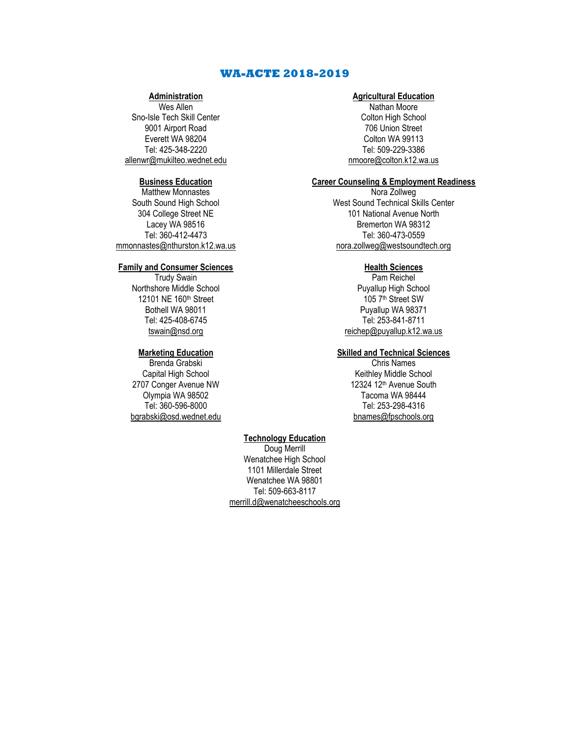# WA-ACTE 2018-2019

**Administration**
Wes Allen
Sno-Isle Tech Skill Center
9001 Airport Road
Everett WA 98204
Tel: 425-348-2220
allenwr@mukilteo.wednet.edu

**Agricultural Education**
Nathan Moore
Colton High School
706 Union Street
Colton WA 99113
Tel: 509-229-3386
nmoore@colton.k12.wa.us

**Business Education**
Matthew Monnastes
South Sound High School
304 College Street NE
Lacey WA 98516
Tel: 360-412-4473
mmonnastes@nthurston.k12.wa.us

**Career Counseling & Employment Readiness**
Nora Zollweg
West Sound Technical Skills Center
101 National Avenue North
Bremerton WA 98312
Tel: 360-473-0559
nora.zollweg@westsoundtech.org

**Family and Consumer Sciences**
Trudy Swain
Northshore Middle School
12101 NE 160th Street
Bothell WA 98011
Tel: 425-408-6745
tswain@nsd.org

**Health Sciences**
Pam Reichel
Puyallup High School
105 7th Street SW
Puyallup WA 98371
Tel: 253-841-8711
reichep@puyallup.k12.wa.us

**Marketing Education**
Brenda Grabski
Capital High School
2707 Conger Avenue NW
Olympia WA 98502
Tel: 360-596-8000
bgrabski@osd.wednet.edu

**Skilled and Technical Sciences**
Chris Names
Keithley Middle School
12324 12th Avenue South
Tacoma WA 98444
Tel: 253-298-4316
bnames@fpschools.org

**Technology Education**
Doug Merrill
Wenatchee High School
1101 Millerdale Street
Wenatchee WA 98801
Tel: 509-663-8117
merrill.d@wenatcheeschools.org